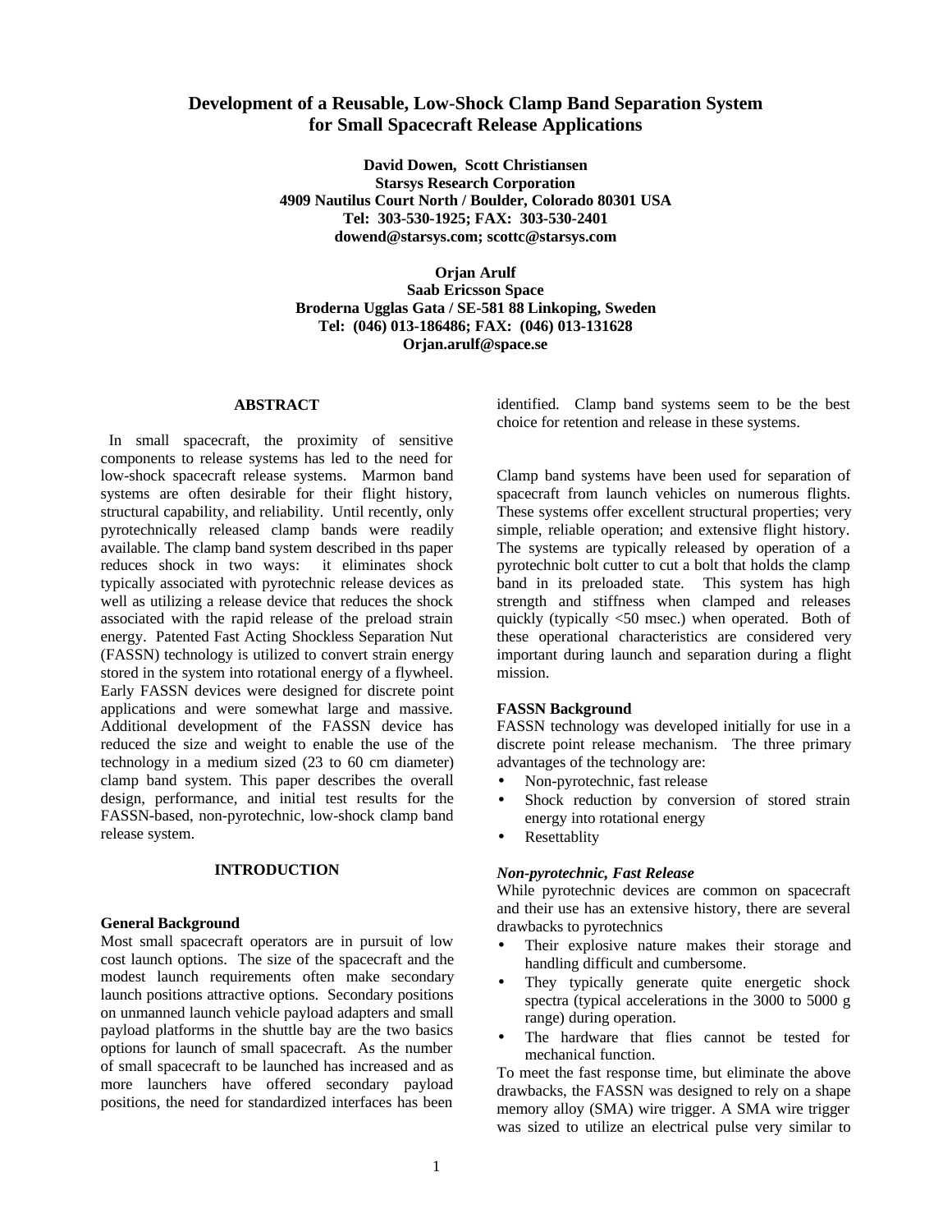# Development of a Reusable, Low-Shock Clamp Band Separation System for Small Spacecraft Release Applications

**David Dowen, Scott Christiansen**
**Starsys Research Corporation**
**4909 Nautilus Court North / Boulder, Colorado 80301 USA**
**Tel: 303-530-1925; FAX: 303-530-2401**
**dowend@starsys.com; scottc@starsys.com**

**Orjan Arulf**
**Saab Ericsson Space**
**Broderna Ugglas Gata / SE-581 88 Linkoping, Sweden**
**Tel: (046) 013-186486; FAX: (046) 013-131628**
**Orjan.arulf@space.se**

## ABSTRACT

In small spacecraft, the proximity of sensitive components to release systems has led to the need for low-shock spacecraft release systems. Marmon band systems are often desirable for their flight history, structural capability, and reliability. Until recently, only pyrotechnically released clamp bands were readily available. The clamp band system described in ths paper reduces shock in two ways: it eliminates shock typically associated with pyrotechnic release devices as well as utilizing a release device that reduces the shock associated with the rapid release of the preload strain energy. Patented Fast Acting Shockless Separation Nut (FASSN) technology is utilized to convert strain energy stored in the system into rotational energy of a flywheel. Early FASSN devices were designed for discrete point applications and were somewhat large and massive. Additional development of the FASSN device has reduced the size and weight to enable the use of the technology in a medium sized (23 to 60 cm diameter) clamp band system. This paper describes the overall design, performance, and initial test results for the FASSN-based, non-pyrotechnic, low-shock clamp band release system.

## INTRODUCTION

### General Background

Most small spacecraft operators are in pursuit of low cost launch options. The size of the spacecraft and the modest launch requirements often make secondary launch positions attractive options. Secondary positions on unmanned launch vehicle payload adapters and small payload platforms in the shuttle bay are the two basics options for launch of small spacecraft. As the number of small spacecraft to be launched has increased and as more launchers have offered secondary payload positions, the need for standardized interfaces has been identified. Clamp band systems seem to be the best choice for retention and release in these systems.

Clamp band systems have been used for separation of spacecraft from launch vehicles on numerous flights. These systems offer excellent structural properties; very simple, reliable operation; and extensive flight history. The systems are typically released by operation of a pyrotechnic bolt cutter to cut a bolt that holds the clamp band in its preloaded state. This system has high strength and stiffness when clamped and releases quickly (typically <50 msec.) when operated. Both of these operational characteristics are considered very important during launch and separation during a flight mission.

### FASSN Background

FASSN technology was developed initially for use in a discrete point release mechanism. The three primary advantages of the technology are:

- Non-pyrotechnic, fast release
- Shock reduction by conversion of stored strain energy into rotational energy
- Resettablity

#### *Non-pyrotechnic, Fast Release*

While pyrotechnic devices are common on spacecraft and their use has an extensive history, there are several drawbacks to pyrotechnics

- Their explosive nature makes their storage and handling difficult and cumbersome.
- They typically generate quite energetic shock spectra (typical accelerations in the 3000 to 5000 g range) during operation.
- The hardware that flies cannot be tested for mechanical function.

To meet the fast response time, but eliminate the above drawbacks, the FASSN was designed to rely on a shape memory alloy (SMA) wire trigger. A SMA wire trigger was sized to utilize an electrical pulse very similar to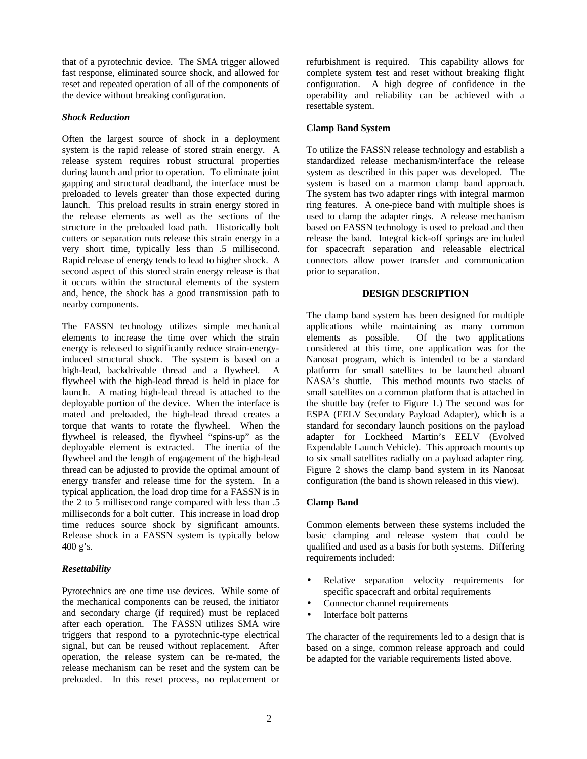that of a pyrotechnic device. The SMA trigger allowed fast response, eliminated source shock, and allowed for reset and repeated operation of all of the components of the device without breaking configuration.

### *Shock Reduction*

Often the largest source of shock in a deployment system is the rapid release of stored strain energy. A release system requires robust structural properties during launch and prior to operation. To eliminate joint gapping and structural deadband, the interface must be preloaded to levels greater than those expected during launch. This preload results in strain energy stored in the release elements as well as the sections of the structure in the preloaded load path. Historically bolt cutters or separation nuts release this strain energy in a very short time, typically less than .5 millisecond. Rapid release of energy tends to lead to higher shock. A second aspect of this stored strain energy release is that it occurs within the structural elements of the system and, hence, the shock has a good transmission path to nearby components.

The FASSN technology utilizes simple mechanical elements to increase the time over which the strain energy is released to significantly reduce strain-energy-induced structural shock. The system is based on a high-lead, backdrivable thread and a flywheel. A flywheel with the high-lead thread is held in place for launch. A mating high-lead thread is attached to the deployable portion of the device. When the interface is mated and preloaded, the high-lead thread creates a torque that wants to rotate the flywheel. When the flywheel is released, the flywheel "spins-up" as the deployable element is extracted. The inertia of the flywheel and the length of engagement of the high-lead thread can be adjusted to provide the optimal amount of energy transfer and release time for the system. In a typical application, the load drop time for a FASSN is in the 2 to 5 millisecond range compared with less than .5 milliseconds for a bolt cutter. This increase in load drop time reduces source shock by significant amounts. Release shock in a FASSN system is typically below 400 g's.

### *Resettability*

Pyrotechnics are one time use devices. While some of the mechanical components can be reused, the initiator and secondary charge (if required) must be replaced after each operation. The FASSN utilizes SMA wire triggers that respond to a pyrotechnic-type electrical signal, but can be reused without replacement. After operation, the release system can be re-mated, the release mechanism can be reset and the system can be preloaded. In this reset process, no replacement or refurbishment is required. This capability allows for complete system test and reset without breaking flight configuration. A high degree of confidence in the operability and reliability can be achieved with a resettable system.

### Clamp Band System

To utilize the FASSN release technology and establish a standardized release mechanism/interface the release system as described in this paper was developed. The system is based on a marmon clamp band approach. The system has two adapter rings with integral marmon ring features. A one-piece band with multiple shoes is used to clamp the adapter rings. A release mechanism based on FASSN technology is used to preload and then release the band. Integral kick-off springs are included for spacecraft separation and releasable electrical connectors allow power transfer and communication prior to separation.

## DESIGN DESCRIPTION

The clamp band system has been designed for multiple applications while maintaining as many common elements as possible. Of the two applications considered at this time, one application was for the Nanosat program, which is intended to be a standard platform for small satellites to be launched aboard NASA's shuttle. This method mounts two stacks of small satellites on a common platform that is attached in the shuttle bay (refer to Figure 1.) The second was for ESPA (EELV Secondary Payload Adapter), which is a standard for secondary launch positions on the payload adapter for Lockheed Martin's EELV (Evolved Expendable Launch Vehicle). This approach mounts up to six small satellites radially on a payload adapter ring. Figure 2 shows the clamp band system in its Nanosat configuration (the band is shown released in this view).

### Clamp Band

Common elements between these systems included the basic clamping and release system that could be qualified and used as a basis for both systems. Differing requirements included:

- Relative separation velocity requirements for specific spacecraft and orbital requirements
- Connector channel requirements
- Interface bolt patterns

The character of the requirements led to a design that is based on a singe, common release approach and could be adapted for the variable requirements listed above.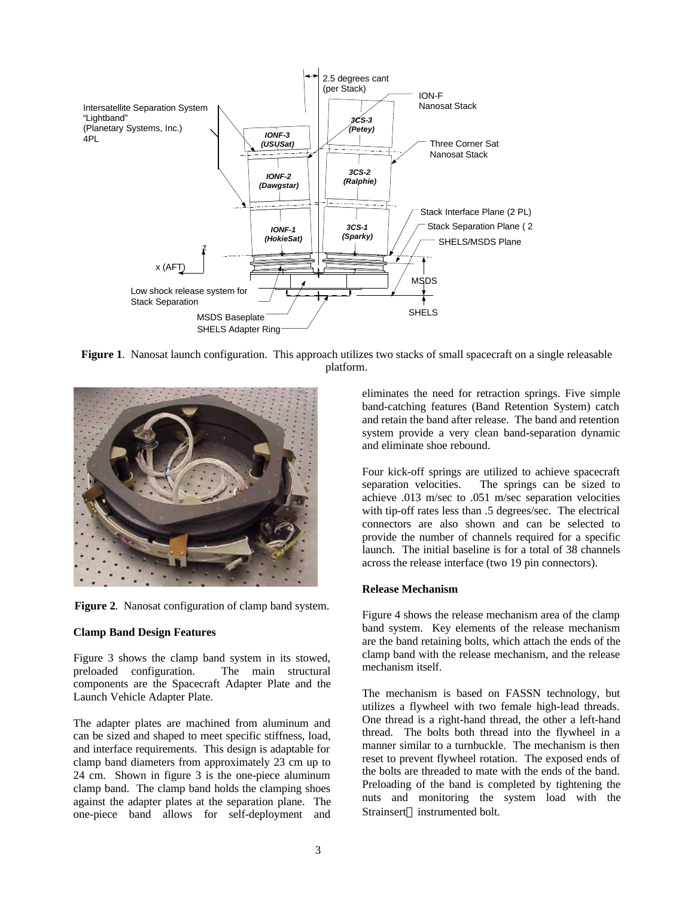**Figure 1**. Nanosat launch configuration. This approach utilizes two stacks of small spacecraft on a single releasable platform.

**Figure 2**. Nanosat configuration of clamp band system.

**Clamp Band Design Features**

Figure 3 shows the clamp band system in its stowed, preloaded configuration. The main structural components are the Spacecraft Adapter Plate and the Launch Vehicle Adapter Plate.

The adapter plates are machined from aluminum and can be sized and shaped to meet specific stiffness, load, and interface requirements. This design is adaptable for clamp band diameters from approximately 23 cm up to 24 cm. Shown in figure 3 is the one-piece aluminum clamp band. The clamp band holds the clamping shoes against the adapter plates at the separation plane. The one-piece band allows for self-deployment and eliminates the need for retraction springs. Five simple band-catching features (Band Retention System) catch and retain the band after release. The band and retention system provide a very clean band-separation dynamic and eliminate shoe rebound.

Four kick-off springs are utilized to achieve spacecraft separation velocities. The springs can be sized to achieve .013 m/sec to .051 m/sec separation velocities with tip-off rates less than .5 degrees/sec. The electrical connectors are also shown and can be selected to provide the number of channels required for a specific launch. The initial baseline is for a total of 38 channels across the release interface (two 19 pin connectors).

**Release Mechanism**

Figure 4 shows the release mechanism area of the clamp band system. Key elements of the release mechanism are the band retaining bolts, which attach the ends of the clamp band with the release mechanism, and the release mechanism itself.

The mechanism is based on FASSN technology, but utilizes a flywheel with two female high-lead threads. One thread is a right-hand thread, the other a left-hand thread. The bolts both thread into the flywheel in a manner similar to a turnbuckle. The mechanism is then reset to prevent flywheel rotation. The exposed ends of the bolts are threaded to mate with the ends of the band. Preloading of the band is completed by tightening the nuts and monitoring the system load with the Strainsert™ instrumented bolt.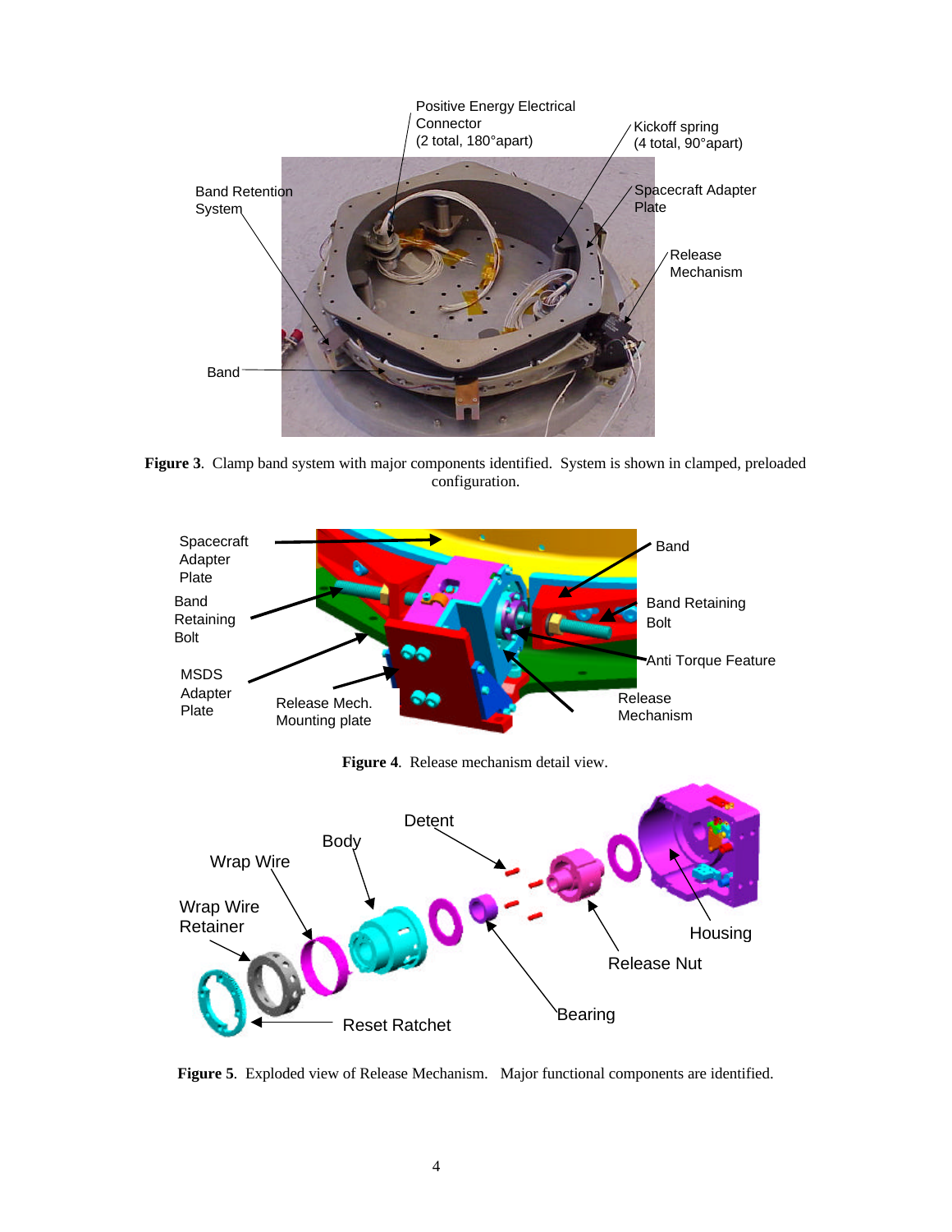**Figure 3**. Clamp band system with major components identified. System is shown in clamped, preloaded configuration.

**Figure 4**. Release mechanism detail view.

**Figure 5**. Exploded view of Release Mechanism. Major functional components are identified.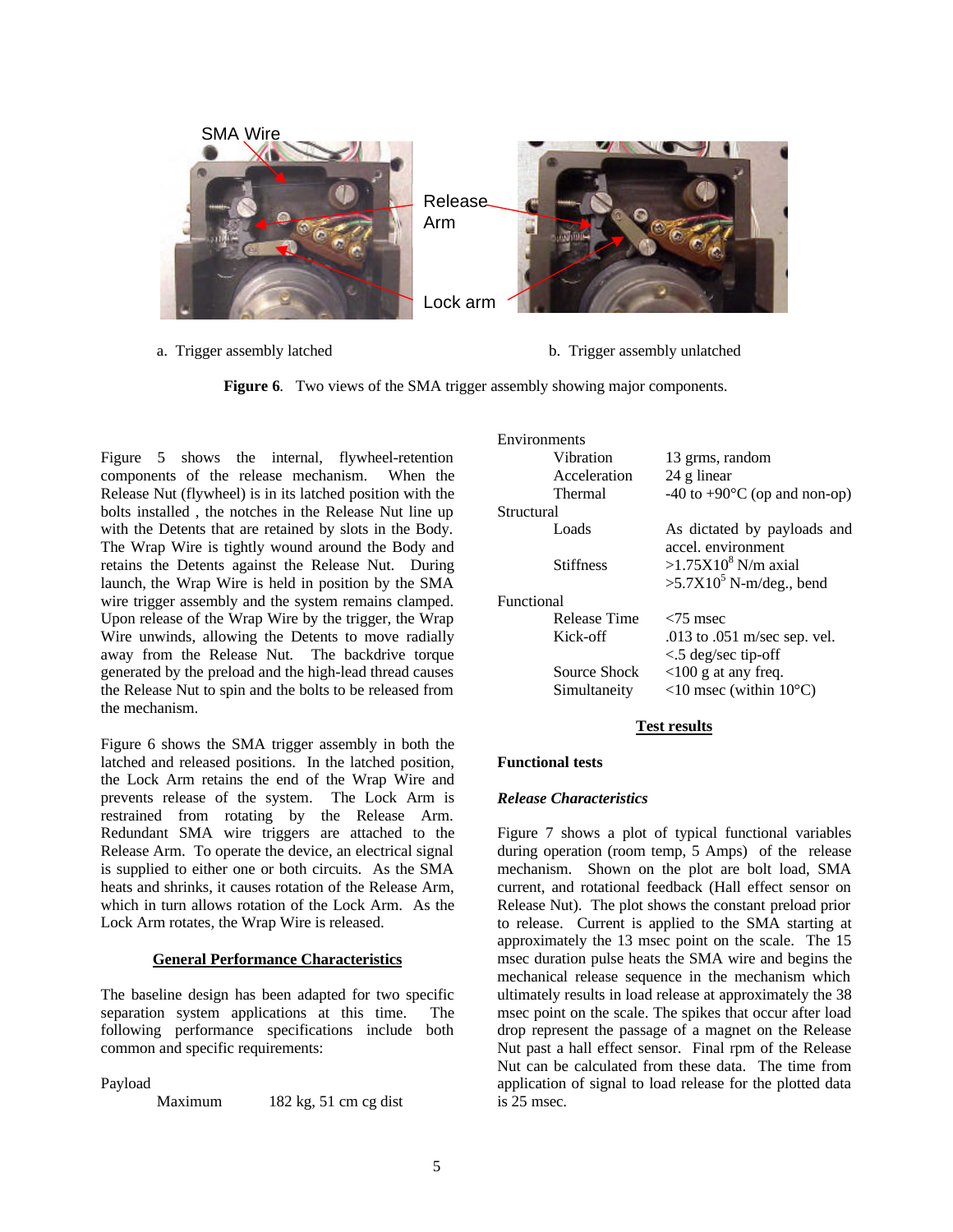a. Trigger assembly latched

b. Trigger assembly unlatched

**Figure 6**. Two views of the SMA trigger assembly showing major components.

Figure 5 shows the internal, flywheel-retention components of the release mechanism. When the Release Nut (flywheel) is in its latched position with the bolts installed , the notches in the Release Nut line up with the Detents that are retained by slots in the Body. The Wrap Wire is tightly wound around the Body and retains the Detents against the Release Nut. During launch, the Wrap Wire is held in position by the SMA wire trigger assembly and the system remains clamped. Upon release of the Wrap Wire by the trigger, the Wrap Wire unwinds, allowing the Detents to move radially away from the Release Nut. The backdrive torque generated by the preload and the high-lead thread causes the Release Nut to spin and the bolts to be released from the mechanism.

Figure 6 shows the SMA trigger assembly in both the latched and released positions. In the latched position, the Lock Arm retains the end of the Wrap Wire and prevents release of the system. The Lock Arm is restrained from rotating by the Release Arm. Redundant SMA wire triggers are attached to the Release Arm. To operate the device, an electrical signal is supplied to either one or both circuits. As the SMA heats and shrinks, it causes rotation of the Release Arm, which in turn allows rotation of the Lock Arm. As the Lock Arm rotates, the Wrap Wire is released.

## General Performance Characteristics

The baseline design has been adapted for two specific separation system applications at this time. The following performance specifications include both common and specific requirements:

| | |
|---|---|
| Payload | |
| Maximum | 182 kg, 51 cm cg dist |
| Environments | |
| Vibration | 13 grms, random |
| Acceleration | 24 g linear |
| Thermal | -40 to +90°C (op and non-op) |
| Structural | |
| Loads | As dictated by payloads and accel. environment |
| Stiffness | $>1.75 \times 10^{8}$ N/m axial<br>$>5.7 \times 10^{5}$ N-m/deg., bend |
| Functional | |
| Release Time | <75 msec |
| Kick-off | .013 to .051 m/sec sep. vel.<br><.5 deg/sec tip-off |
| Source Shock | <100 g at any freq. |
| Simultaneity | <10 msec (within 10°C) |

## Test results

### Functional tests

#### *Release Characteristics*

Figure 7 shows a plot of typical functional variables during operation (room temp, 5 Amps) of the release mechanism. Shown on the plot are bolt load, SMA current, and rotational feedback (Hall effect sensor on Release Nut). The plot shows the constant preload prior to release. Current is applied to the SMA starting at approximately the 13 msec point on the scale. The 15 msec duration pulse heats the SMA wire and begins the mechanical release sequence in the mechanism which ultimately results in load release at approximately the 38 msec point on the scale. The spikes that occur after load drop represent the passage of a magnet on the Release Nut past a hall effect sensor. Final rpm of the Release Nut can be calculated from these data. The time from application of signal to load release for the plotted data is 25 msec.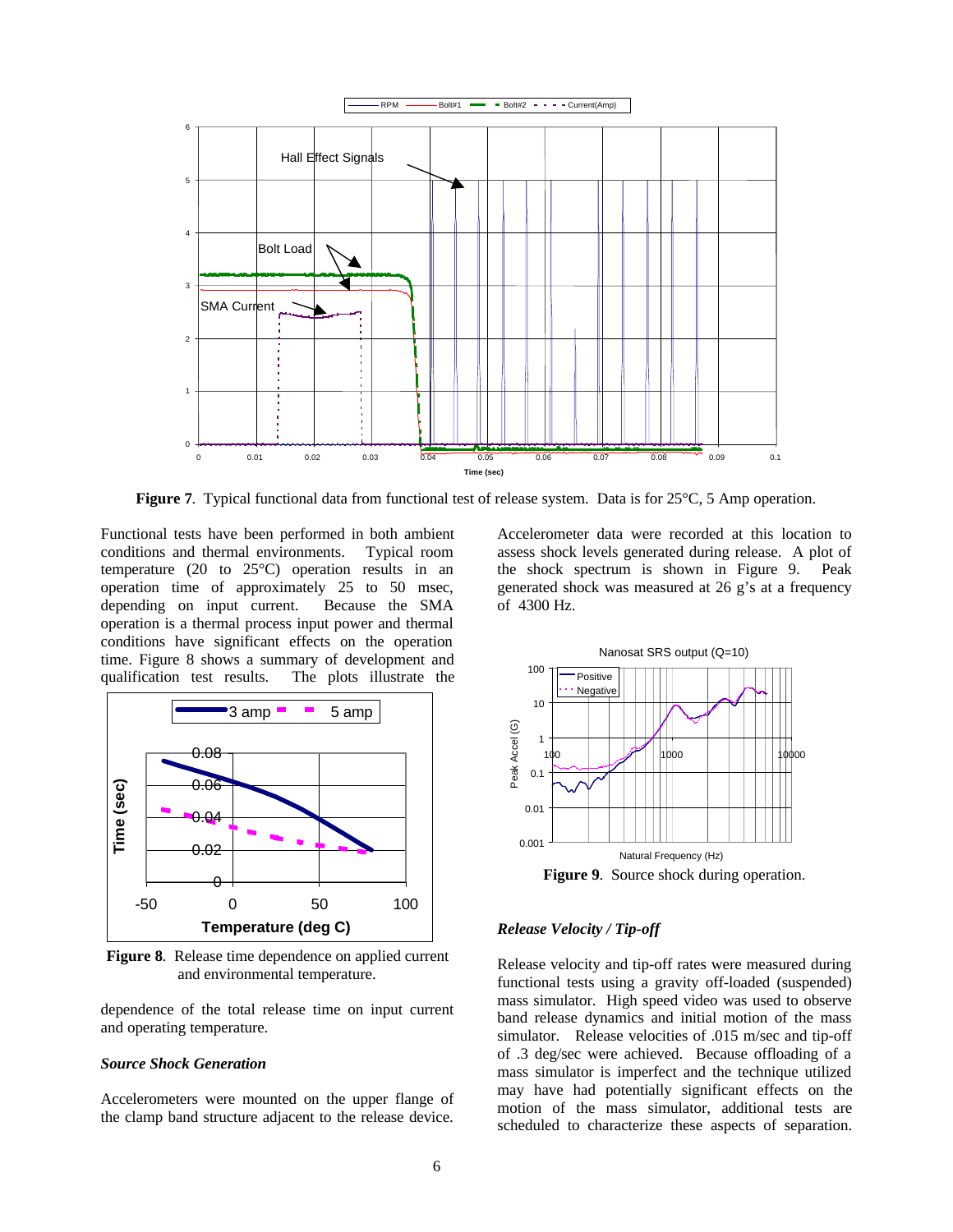**Figure 7**. Typical functional data from functional test of release system. Data is for 25°C, 5 Amp operation.

Functional tests have been performed in both ambient conditions and thermal environments. Typical room temperature (20 to 25°C) operation results in an operation time of approximately 25 to 50 msec, depending on input current. Because the SMA operation is a thermal process input power and thermal conditions have significant effects on the operation time. Figure 8 shows a summary of development and qualification test results. The plots illustrate the dependence of the total release time on input current and operating temperature.

**Figure 8**. Release time dependence on applied current and environmental temperature.

***Source Shock Generation***

Accelerometers were mounted on the upper flange of the clamp band structure adjacent to the release device. Accelerometer data were recorded at this location to assess shock levels generated during release. A plot of the shock spectrum is shown in Figure 9. Peak generated shock was measured at 26 g's at a frequency of 4300 Hz.

**Figure 9**. Source shock during operation.

***Release Velocity / Tip-off***

Release velocity and tip-off rates were measured during functional tests using a gravity off-loaded (suspended) mass simulator. High speed video was used to observe band release dynamics and initial motion of the mass simulator. Release velocities of .015 m/sec and tip-off of .3 deg/sec were achieved. Because offloading of a mass simulator is imperfect and the technique utilized may have had potentially significant effects on the motion of the mass simulator, additional tests are scheduled to characterize these aspects of separation.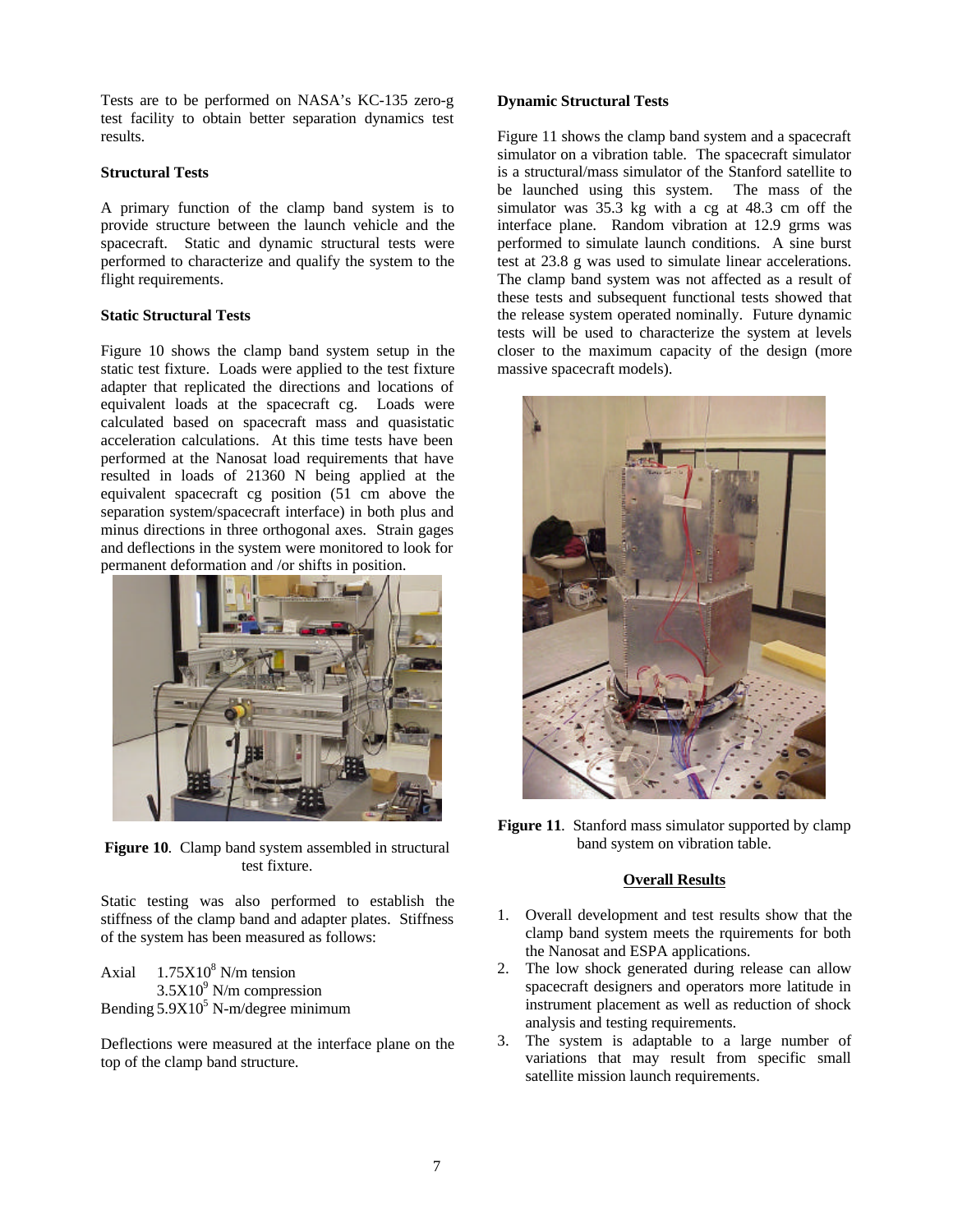Tests are to be performed on NASA's KC-135 zero-g test facility to obtain better separation dynamics test results.

### Structural Tests

A primary function of the clamp band system is to provide structure between the launch vehicle and the spacecraft. Static and dynamic structural tests were performed to characterize and qualify the system to the flight requirements.

### Static Structural Tests

Figure 10 shows the clamp band system setup in the static test fixture. Loads were applied to the test fixture adapter that replicated the directions and locations of equivalent loads at the spacecraft cg. Loads were calculated based on spacecraft mass and quasistatic acceleration calculations. At this time tests have been performed at the Nanosat load requirements that have resulted in loads of 21360 N being applied at the equivalent spacecraft cg position (51 cm above the separation system/spacecraft interface) in both plus and minus directions in three orthogonal axes. Strain gages and deflections in the system were monitored to look for permanent deformation and /or shifts in position.

**Figure 10**. Clamp band system assembled in structural test fixture.

Static testing was also performed to establish the stiffness of the clamp band and adapter plates. Stiffness of the system has been measured as follows:

Axial $1.75 \times 10^8$ N/m tension
$3.5 \times 10^9$ N/m compression
Bending $5.9 \times 10^5$ N-m/degree minimum

Deflections were measured at the interface plane on the top of the clamp band structure.

### Dynamic Structural Tests

Figure 11 shows the clamp band system and a spacecraft simulator on a vibration table. The spacecraft simulator is a structural/mass simulator of the Stanford satellite to be launched using this system. The mass of the simulator was 35.3 kg with a cg at 48.3 cm off the interface plane. Random vibration at 12.9 grms was performed to simulate launch conditions. A sine burst test at 23.8 g was used to simulate linear accelerations. The clamp band system was not affected as a result of these tests and subsequent functional tests showed that the release system operated nominally. Future dynamic tests will be used to characterize the system at levels closer to the maximum capacity of the design (more massive spacecraft models).

**Figure 11**. Stanford mass simulator supported by clamp band system on vibration table.

## Overall Results

1. Overall development and test results show that the clamp band system meets the rquirements for both the Nanosat and ESPA applications.
2. The low shock generated during release can allow spacecraft designers and operators more latitude in instrument placement as well as reduction of shock analysis and testing requirements.
3. The system is adaptable to a large number of variations that may result from specific small satellite mission launch requirements.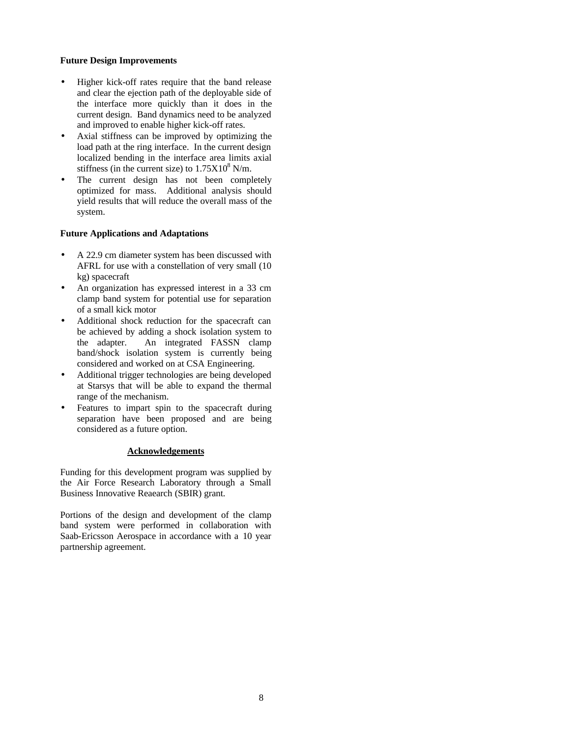**Future Design Improvements**

- Higher kick-off rates require that the band release and clear the ejection path of the deployable side of the interface more quickly than it does in the current design. Band dynamics need to be analyzed and improved to enable higher kick-off rates.
- Axial stiffness can be improved by optimizing the load path at the ring interface. In the current design localized bending in the interface area limits axial stiffness (in the current size) to $1.75X10^8$ N/m.
- The current design has not been completely optimized for mass. Additional analysis should yield results that will reduce the overall mass of the system.

**Future Applications and Adaptations**

- A 22.9 cm diameter system has been discussed with AFRL for use with a constellation of very small (10 kg) spacecraft
- An organization has expressed interest in a 33 cm clamp band system for potential use for separation of a small kick motor
- Additional shock reduction for the spacecraft can be achieved by adding a shock isolation system to the adapter. An integrated FASSN clamp band/shock isolation system is currently being considered and worked on at CSA Engineering.
- Additional trigger technologies are being developed at Starsys that will be able to expand the thermal range of the mechanism.
- Features to impart spin to the spacecraft during separation have been proposed and are being considered as a future option.

**Acknowledgements**

Funding for this development program was supplied by the Air Force Research Laboratory through a Small Business Innovative Reaearch (SBIR) grant.

Portions of the design and development of the clamp band system were performed in collaboration with Saab-Ericsson Aerospace in accordance with a 10 year partnership agreement.